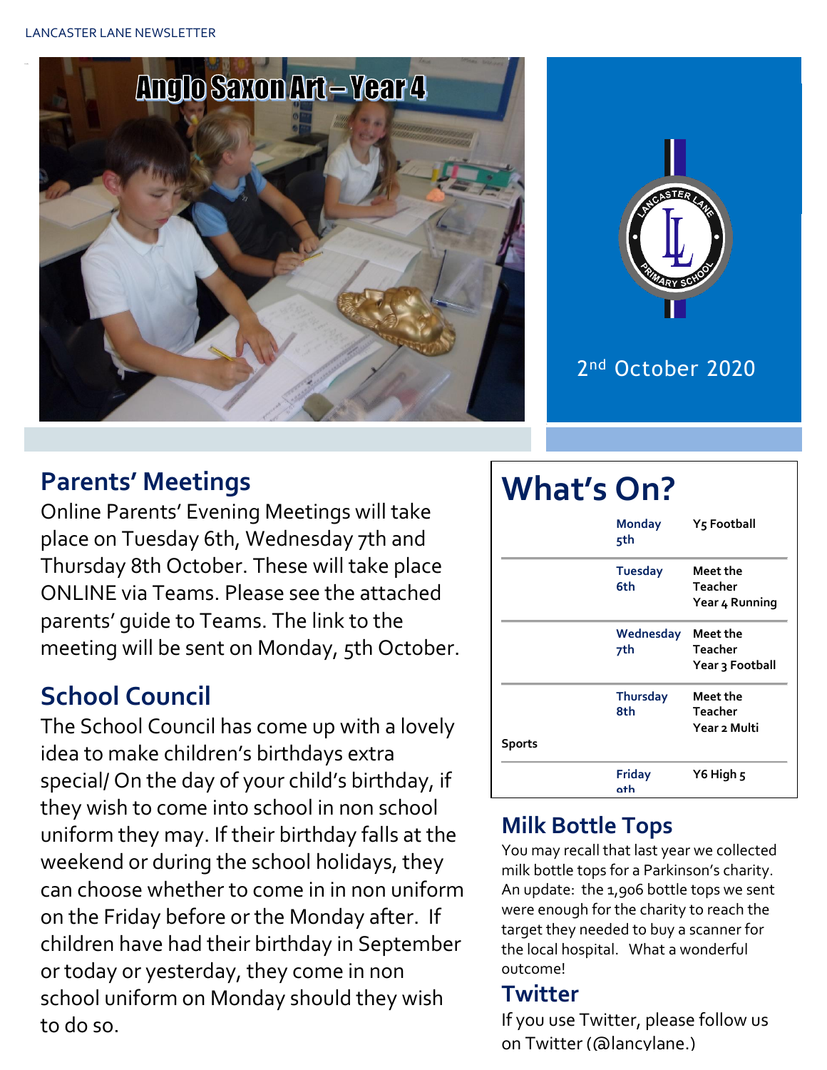LANCASTER LANE NEWSLETTER

# Anglo Saxon Art – Year 4

2nd October 2020

## Parents' Meetings

Online Parents' Evening Meetings will take place on Tuesday 6th, Wednesday 7th and Thursday 8th October. These will take place ONLINE via Teams. Please see the attached parents' guide to Teams. The link to the meeting will be sent on Monday, 5th October.

## School Council

The School Council has come up with a lovely idea to make children's birthdays extra special/ On the day of your child's birthday, if they wish to come into school in non school uniform they may. If their birthday falls at the weekend or during the school holidays, they can choose whether to come in in non uniform on the Friday before or the Monday after. If children have had their birthday in September or today or yesterday, they come in non school uniform on Monday should they wish to do so.

## What's On?

| | | |
|---|---|---|
| | **Monday 5th** | **Y5 Football** |
| | **Tuesday 6th** | **Meet the Teacher Year 4 Running** |
| | **Wednesday 7th** | **Meet the Teacher Year 3 Football** |
| **Sports** | **Thursday 8th** | **Meet the Teacher Year 2 Multi** |
| | **Friday 9th** | **Y6 High 5** |

## Milk Bottle Tops

You may recall that last year we collected milk bottle tops for a Parkinson's charity. An update: the 1,906 bottle tops we sent were enough for the charity to reach the target they needed to buy a scanner for the local hospital. What a wonderful outcome!

## Twitter

If you use Twitter, please follow us on Twitter (@lancylane.)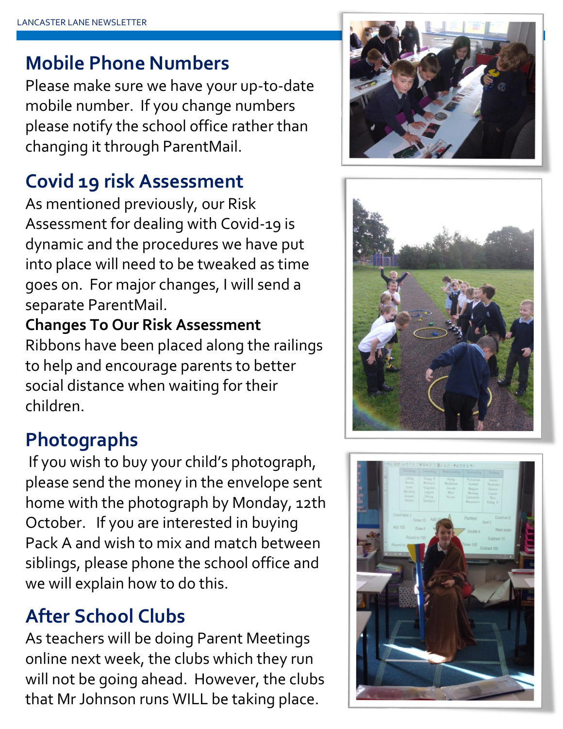## Mobile Phone Numbers

Please make sure we have your up-to-date mobile number. If you change numbers please notify the school office rather than changing it through ParentMail.

## Covid 19 risk Assessment

As mentioned previously, our Risk Assessment for dealing with Covid-19 is dynamic and the procedures we have put into place will need to be tweaked as time goes on. For major changes, I will send a separate ParentMail.

**Changes To Our Risk Assessment**

Ribbons have been placed along the railings to help and encourage parents to better social distance when waiting for their children.

## Photographs

If you wish to buy your child's photograph, please send the money in the envelope sent home with the photograph by Monday, 12th October. If you are interested in buying Pack A and wish to mix and match between siblings, please phone the school office and we will explain how to do this.

## After School Clubs

As teachers will be doing Parent Meetings online next week, the clubs which they run will not be going ahead. However, the clubs that Mr Johnson runs WILL be taking place.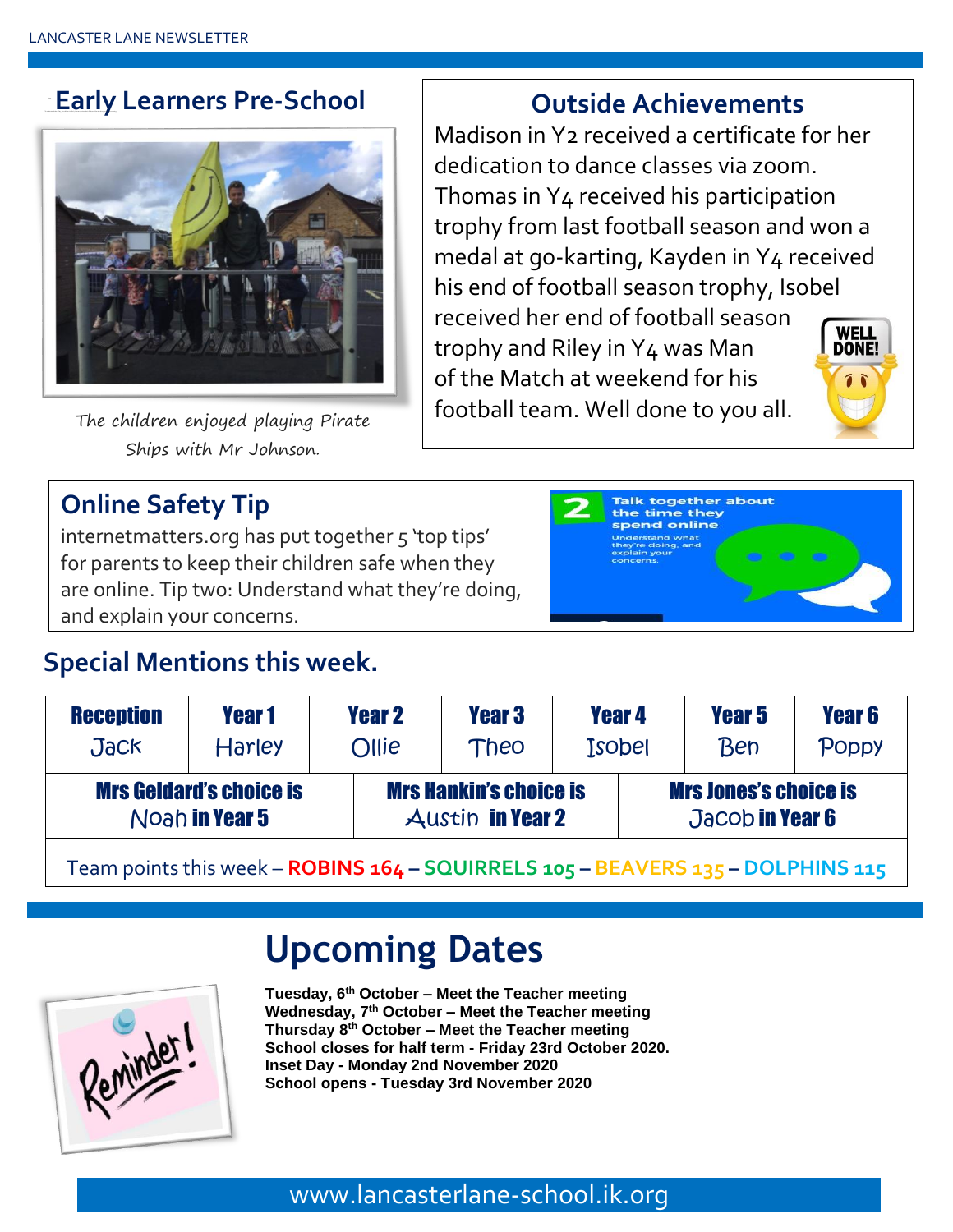## Early Learners Pre-School

The children enjoyed playing Pirate Ships with Mr Johnson.

## Outside Achievements

Madison in Y2 received a certificate for her dedication to dance classes via zoom. Thomas in Y4 received his participation trophy from last football season and won a medal at go-karting, Kayden in Y4 received his end of football season trophy, Isobel received her end of football season trophy and Riley in Y4 was Man of the Match at weekend for his football team. Well done to you all.

## Online Safety Tip

internetmatters.org has put together 5 'top tips' for parents to keep their children safe when they are online. Tip two: Understand what they're doing, and explain your concerns.

## Special Mentions this week.

| Reception | Year 1 | Year 2 | Year 3 | Year 4 | Year 5 | Year 6 |
|---|---|---|---|---|---|---|
| Jack | Harley | Ollie | Theo | Isobel | Ben | Poppy |

**Mrs Geldard's choice is** Noah **in Year 5**

**Mrs Hankin's choice is** Austin **in Year 2**

**Mrs Jones's choice is** Jacob **in Year 6**

Team points this week – **ROBINS 164** – **SQUIRRELS 105** – **BEAVERS 135** – **DOLPHINS 115**

# Upcoming Dates

**Tuesday, 6th October – Meet the Teacher meeting**
**Wednesday, 7th October – Meet the Teacher meeting**
**Thursday 8th October – Meet the Teacher meeting**
**School closes for half term - Friday 23rd October 2020.**
**Inset Day - Monday 2nd November 2020**
**School opens - Tuesday 3rd November 2020**

www.lancasterlane-school.ik.org